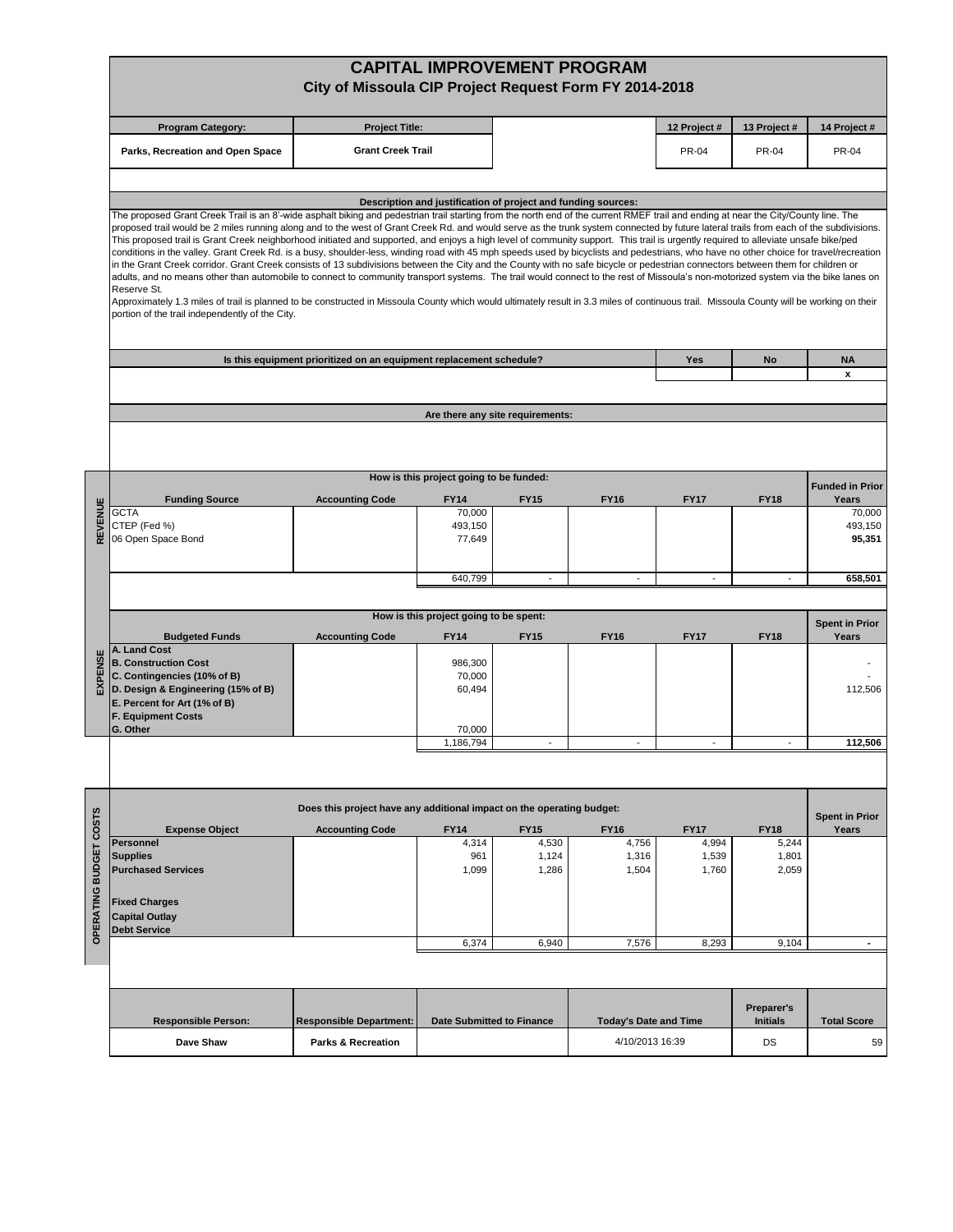# CAPITAL IMPROVEMENT PROGRAM

## City of Missoula CIP Project Request Form FY 2014-2018

| Program Category: | Project Title: | | 12 Project # | 13 Project # | 14 Project # |
|---|---|---|---|---|---|
| Parks, Recreation and Open Space | Grant Creek Trail | | PR-04 | PR-04 | PR-04 |

**Description and justification of project and funding sources:**

The proposed Grant Creek Trail is an 8'-wide asphalt biking and pedestrian trail starting from the north end of the current RMEF trail and ending at near the City/County line. The proposed trail would be 2 miles running along and to the west of Grant Creek Rd. and would serve as the trunk system connected by future lateral trails from each of the subdivisions. This proposed trail is Grant Creek neighborhood initiated and supported, and enjoys a high level of community support. This trail is urgently required to alleviate unsafe bike/ped conditions in the valley. Grant Creek Rd. is a busy, shoulder-less, winding road with 45 mph speeds used by bicyclists and pedestrians, who have no other choice for travel/recreation in the Grant Creek corridor. Grant Creek consists of 13 subdivisions between the City and the County with no safe bicycle or pedestrian connectors between them for children or adults, and no means other than automobile to connect to community transport systems. The trail would connect to the rest of Missoula's non-motorized system via the bike lanes on Reserve St.

Approximately 1.3 miles of trail is planned to be constructed in Missoula County which would ultimately result in 3.3 miles of continuous trail. Missoula County will be working on their portion of the trail independently of the City.

| Is this equipment prioritized on an equipment replacement schedule? | Yes | No | NA |
|---|---|---|---|
| | | | x |

**Are there any site requirements:**

**REVENUE**

How is this project going to be funded:

| Funding Source | Accounting Code | FY14 | FY15 | FY16 | FY17 | FY18 | Funded in Prior Years |
|---|---|---|---|---|---|---|---|
| GCTA | | 70,000 | | | | | 70,000 |
| CTEP (Fed %) | | 493,150 | | | | | 493,150 |
| 06 Open Space Bond | | 77,649 | | | | | **95,351** |
| | | 640,799 | - | - | - | - | **658,501** |

**EXPENSE**

How is this project going to be spent:

| Budgeted Funds | Accounting Code | FY14 | FY15 | FY16 | FY17 | FY18 | Spent in Prior Years |
|---|---|---|---|---|---|---|---|
| **A. Land Cost** | | | | | | | |
| **B. Construction Cost** | | 986,300 | | | | | - |
| **C. Contingencies (10% of B)** | | 70,000 | | | | | - |
| **D. Design & Engineering (15% of B)** | | 60,494 | | | | | 112,506 |
| **E. Percent for Art (1% of B)** | | | | | | | |
| **F. Equipment Costs** | | | | | | | |
| **G. Other** | | 70,000 | | | | | |
| | | 1,186,794 | - | - | - | - | **112,506** |

**OPERATING BUDGET COSTS**

Does this project have any additional impact on the operating budget:

| Expense Object | Accounting Code | FY14 | FY15 | FY16 | FY17 | FY18 | Spent in Prior Years |
|---|---|---|---|---|---|---|---|
| **Personnel** | | 4,314 | 4,530 | 4,756 | 4,994 | 5,244 | |
| **Supplies** | | 961 | 1,124 | 1,316 | 1,539 | 1,801 | |
| **Purchased Services** | | 1,099 | 1,286 | 1,504 | 1,760 | 2,059 | |
| **Fixed Charges** | | | | | | | |
| **Capital Outlay** | | | | | | | |
| **Debt Service** | | | | | | | |
| | | 6,374 | 6,940 | 7,576 | 8,293 | 9,104 | - |

| Responsible Person: | Responsible Department: | Date Submitted to Finance | Today's Date and Time | Preparer's Initials | Total Score |
|---|---|---|---|---|---|
| Dave Shaw | Parks & Recreation | | 4/10/2013 16:39 | DS | 59 |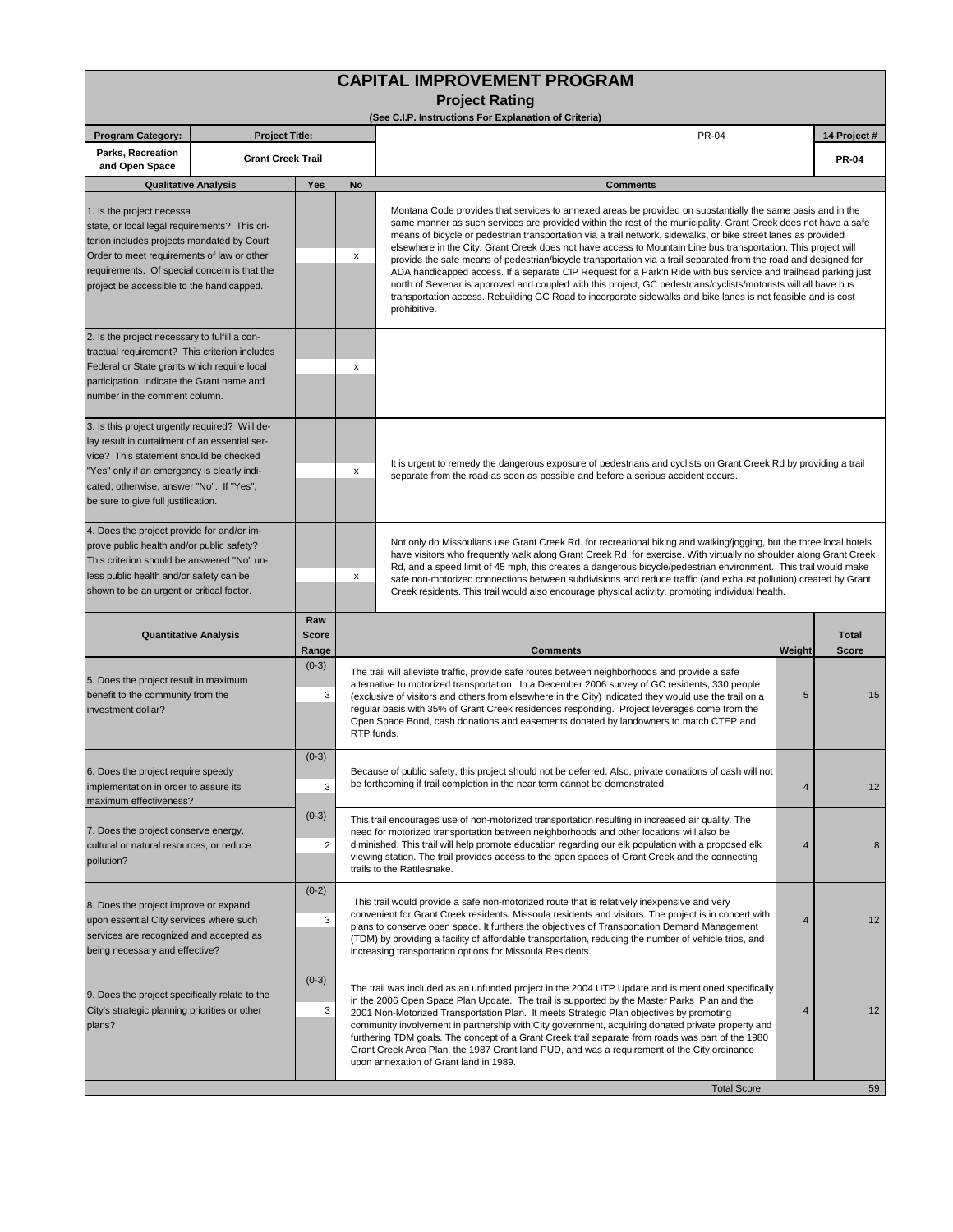# CAPITAL IMPROVEMENT PROGRAM

## Project Rating

(See C.I.P. Instructions For Explanation of Criteria)

| Program Category: | Project Title: | | PR-04 | 14 Project # |
|---|---|---|---|---|
| Parks, Recreation and Open Space | Grant Creek Trail | | | PR-04 |

| Qualitative Analysis | Yes | No | Comments |
|---|---|---|---|
| 1. Is the project necessa state, or local legal requirements? This criterion includes projects mandated by Court Order to meet requirements of law or other requirements. Of special concern is that the project be accessible to the handicapped. | | x | Montana Code provides that services to annexed areas be provided on substantially the same basis and in the same manner as such services are provided within the rest of the municipality. Grant Creek does not have a safe means of bicycle or pedestrian transportation via a trail network, sidewalks, or bike street lanes as provided elsewhere in the City. Grant Creek does not have access to Mountain Line bus transportation. This project will provide the safe means of pedestrian/bicycle transportation via a trail separated from the road and designed for ADA handicapped access. If a separate CIP Request for a Park'n Ride with bus service and trailhead parking just north of Sevenar is approved and coupled with this project, GC pedestrians/cyclists/motorists will all have bus transportation access. Rebuilding GC Road to incorporate sidewalks and bike lanes is not feasible and is cost prohibitive. |
| 2. Is the project necessary to fulfill a contractual requirement? This criterion includes Federal or State grants which require local participation. Indicate the Grant name and number in the comment column. | | x | |
| 3. Is this project urgently required? Will delay result in curtailment of an essential service? This statement should be checked "Yes" only if an emergency is clearly indicated; otherwise, answer "No". If "Yes", be sure to give full justification. | | x | It is urgent to remedy the dangerous exposure of pedestrians and cyclists on Grant Creek Rd by providing a trail separate from the road as soon as possible and before a serious accident occurs. |
| 4. Does the project provide for and/or improve public health and/or public safety? This criterion should be answered "No" unless public health and/or safety can be shown to be an urgent or critical factor. | | x | Not only do Missoulians use Grant Creek Rd. for recreational biking and walking/jogging, but the three local hotels have visitors who frequently walk along Grant Creek Rd. for exercise. With virtually no shoulder along Grant Creek Rd, and a speed limit of 45 mph, this creates a dangerous bicycle/pedestrian environment. This trail would make safe non-motorized connections between subdivisions and reduce traffic (and exhaust pollution) created by Grant Creek residents. This trail would also encourage physical activity, promoting individual health. |

| Quantitative Analysis | Raw Score Range | Comments | Weight | Total Score |
|---|---|---|---|---|
| 5. Does the project result in maximum benefit to the community from the investment dollar? | (0-3) 3 | The trail will alleviate traffic, provide safe routes between neighborhoods and provide a safe alternative to motorized transportation. In a December 2006 survey of GC residents, 330 people (exclusive of visitors and others from elsewhere in the City) indicated they would use the trail on a regular basis with 35% of Grant Creek residences responding. Project leverages come from the Open Space Bond, cash donations and easements donated by landowners to match CTEP and RTP funds. | 5 | 15 |
| 6. Does the project require speedy implementation in order to assure its maximum effectiveness? | (0-3) 3 | Because of public safety, this project should not be deferred. Also, private donations of cash will not be forthcoming if trail completion in the near term cannot be demonstrated. | 4 | 12 |
| 7. Does the project conserve energy, cultural or natural resources, or reduce pollution? | (0-3) 2 | This trail encourages use of non-motorized transportation resulting in increased air quality. The need for motorized transportation between neighborhoods and other locations will also be diminished. This trail will help promote education regarding our elk population with a proposed elk viewing station. The trail provides access to the open spaces of Grant Creek and the connecting trails to the Rattlesnake. | 4 | 8 |
| 8. Does the project improve or expand upon essential City services where such services are recognized and accepted as being necessary and effective? | (0-2) 3 | This trail would provide a safe non-motorized route that is relatively inexpensive and very convenient for Grant Creek residents, Missoula residents and visitors. The project is in concert with plans to conserve open space. It furthers the objectives of Transportation Demand Management (TDM) by providing a facility of affordable transportation, reducing the number of vehicle trips, and increasing transportation options for Missoula Residents. | 4 | 12 |
| 9. Does the project specifically relate to the City's strategic planning priorities or other plans? | (0-3) 3 | The trail was included as an unfunded project in the 2004 UTP Update and is mentioned specifically in the 2006 Open Space Plan Update. The trail is supported by the Master Parks Plan and the 2001 Non-Motorized Transportation Plan. It meets Strategic Plan objectives by promoting community involvement in partnership with City government, acquiring donated private property and furthering TDM goals. The concept of a Grant Creek trail separate from roads was part of the 1980 Grant Creek Area Plan, the 1987 Grant land PUD, and was a requirement of the City ordinance upon annexation of Grant land in 1989. | 4 | 12 |
| | | Total Score | | 59 |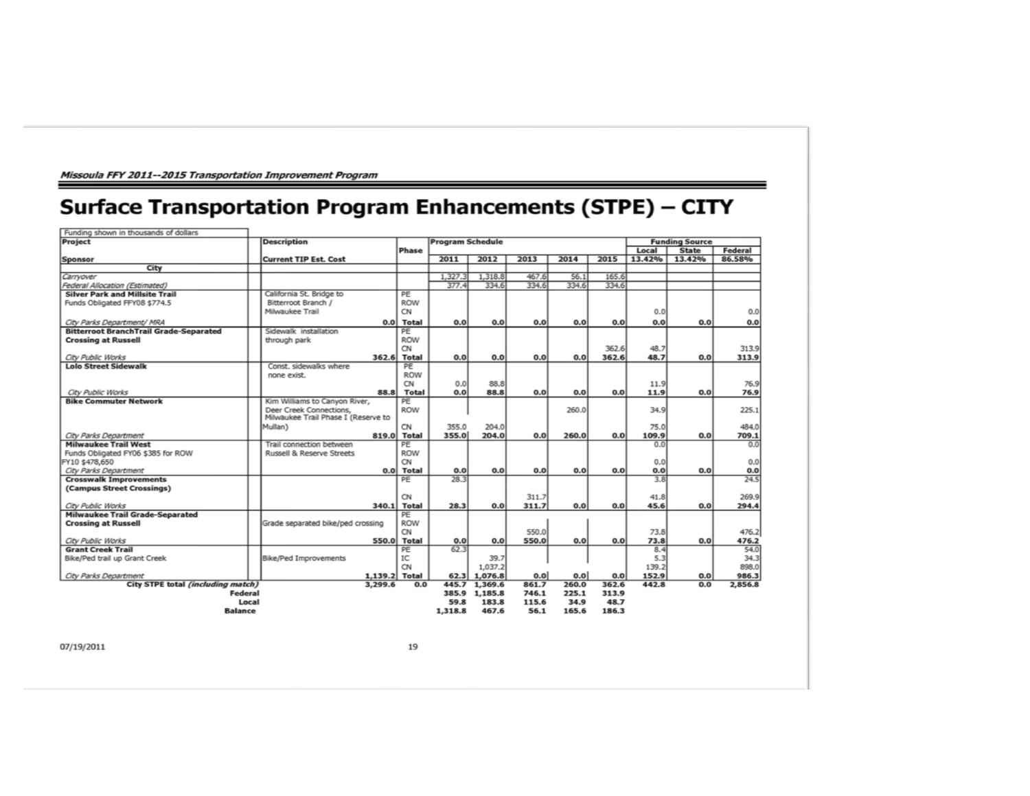# Surface Transportation Program Enhancements (STPE) – CITY

| Funding shown in thousands of dollars | | | | | | | | | | | |
|---|---|---|---|---|---|---|---|---|---|---|---|
| **Project** | **Description** | **Phase** | **Program Schedule** | | | | | **Funding Source** | | | |
| | | | | | | | | **Local** | **State** | **Federal** | |
| **Sponsor** | **Current TIP Est. Cost** | | **2011** | **2012** | **2013** | **2014** | **2015** | **13.42%** | **13.42%** | **86.58%** | |
| **City** | | | | | | | | | | | |
| *Carryover* | | | 1,327.3 | 1,318.8 | 467.6 | 56.1 | 165.6 | | | | |
| *Federal Allocation (Estimated)* | | | 377.4 | 334.6 | 334.6 | 334.6 | 334.6 | | | | |
| **Silver Park and Millsite Trail** | California St. Bridge to | PE | | | | | | | | | |
| Funds Obligated FFY08 $774.5 | Bitterroot Branch / | ROW | | | | | | | | | |
| | Milwaukee Trail | CN | | | | | | 0.0 | | 0.0 | |
| *City Parks Department/ MRA* | **0.0** | **Total** | **0.0** | **0.0** | **0.0** | **0.0** | **0.0** | **0.0** | **0.0** | **0.0** | |
| **Bitterroot BranchTrail Grade-Separated** | Sidewalk installation | PE | | | | | | | | | |
| **Crossing at Russell** | through park | ROW | | | | | | | | | |
| | | CN | | | | | 362.6 | 48.7 | | 313.9 | |
| *City Public Works* | **362.6** | **Total** | **0.0** | **0.0** | **0.0** | **0.0** | **362.6** | **48.7** | **0.0** | **313.9** | |
| **Lolo Street Sidewalk** | Const. sidewalks where | PE | | | | | | | | | |
| | none exist. | ROW | | | | | | | | | |
| | | CN | 0.0 | 88.8 | | | | 11.9 | | 76.9 | |
| *City Public Works* | **88.8** | **Total** | **0.0** | **88.8** | **0.0** | **0.0** | **0.0** | **11.9** | **0.0** | **76.9** | |
| **Bike Commuter Network** | Kim Williams to Canyon River, | PE | | | | | | | | | |
| | Deer Creek Connections, Milwaukee Trail Phase I (Reserve to | ROW | | | | 260.0 | | 34.9 | | 225.1 | |
| | Mullan) | CN | 355.0 | 204.0 | | | | 75.0 | | 484.0 | |
| *City Parks Department* | **819.0** | **Total** | **355.0** | **204.0** | **0.0** | **260.0** | **0.0** | **109.9** | **0.0** | **709.1** | |
| **Milwaukee Trail West** | Trail connection between | PE | | | | | | 0.0 | | 0.0 | |
| Funds Obligated FY06 $385 for ROW | Russell & Reserve Streets | ROW | | | | | | | | | |
| FY10 $478,650 | | CN | | | | | | 0.0 | | 0.0 | |
| *City Parks Department* | **0.0** | **Total** | **0.0** | **0.0** | **0.0** | **0.0** | **0.0** | **0.0** | **0.0** | **0.0** | |
| **Crosswalk Improvements** | | PE | 28.3 | | | | | 3.8 | | 24.5 | |
| **(Campus Street Crossings)** | | | | | | | | | | | |
| | | CN | | | 311.7 | | | 41.8 | | 269.9 | |
| *City Public Works* | **340.1** | **Total** | **28.3** | **0.0** | **311.7** | **0.0** | **0.0** | **45.6** | **0.0** | **294.4** | |
| **Milwaukee Trail Grade-Separated** | | PE | | | | | | | | | |
| **Crossing at Russell** | Grade separated bike/ped crossing | ROW | | | | | | | | | |
| | | CN | | | 550.0 | | | 73.8 | | 476.2 | |
| *City Public Works* | **550.0** | **Total** | **0.0** | **0.0** | **550.0** | **0.0** | **0.0** | **73.8** | **0.0** | **476.2** | |
| **Grant Creek Trail** | | PE | 62.3 | | | | | 8.4 | | 54.0 | |
| Bike/Ped trail up Grant Creek | Bike/Ped Improvements | IC | | 39.7 | | | | 5.3 | | 34.3 | |
| | | CN | | 1,037.2 | | | | 139.2 | | 898.0 | |
| *City Parks Department* | **1,139.2** | **Total** | **62.3** | **1,076.8** | **0.0** | **0.0** | **0.0** | **152.9** | **0.0** | **986.3** | |
| **City STPE total *(including match)*** | **3,299.6** | **0.0** | **445.7** | **1,369.6** | **861.7** | **260.0** | **362.6** | **442.8** | **0.0** | **2,856.8** | |
| **Federal** | | | **385.9** | **1,185.8** | **746.1** | **225.1** | **313.9** | | | | |
| **Local** | | | **59.8** | **183.8** | **115.6** | **34.9** | **48.7** | | | | |
| **Balance** | | | **1,318.8** | **467.6** | **56.1** | **165.6** | **186.3** | | | | |

07/19/2011